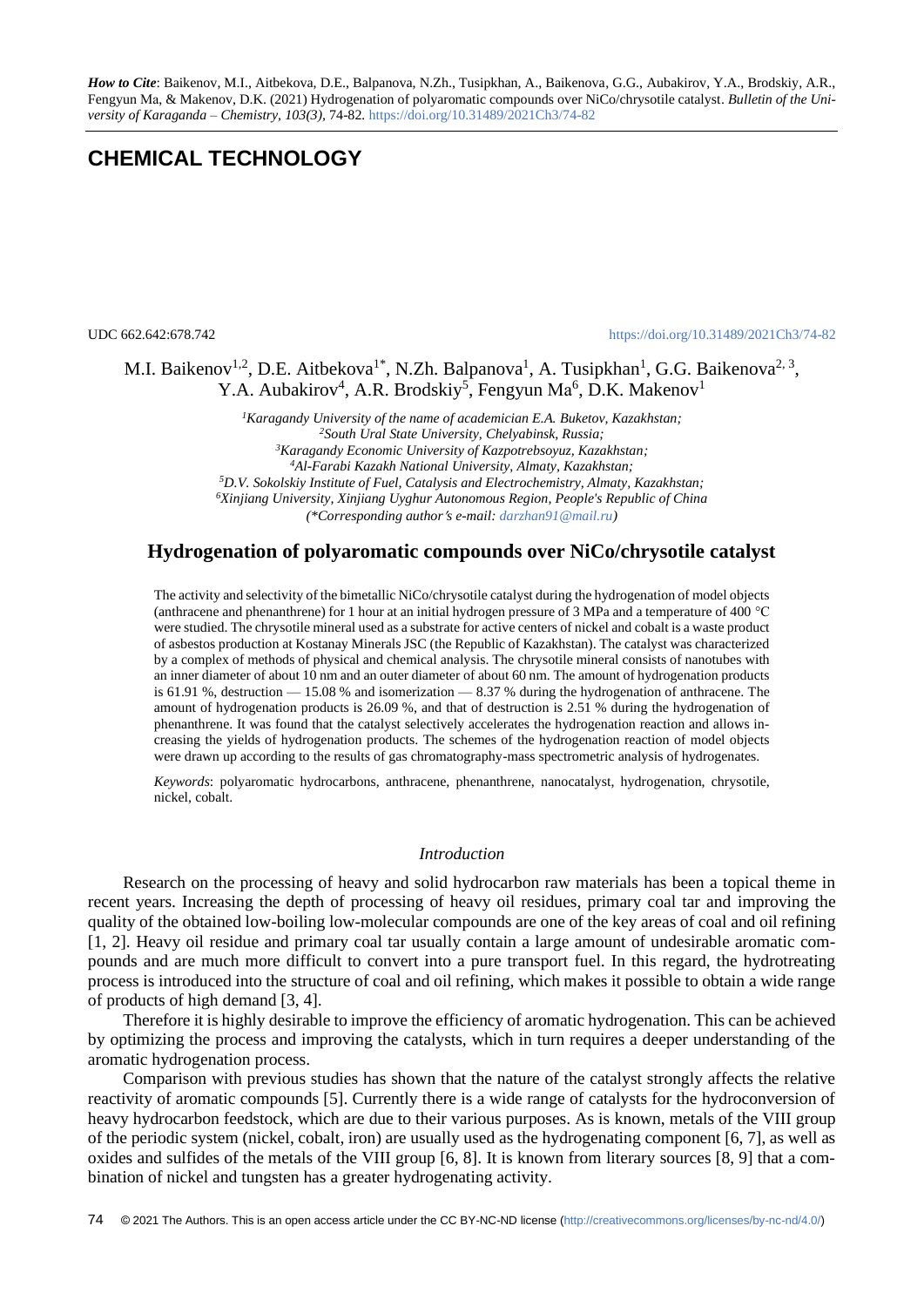*How to Cite*: Baikenov, M.I., Aitbekova, D.E., Balpanova, N.Zh., Tusipkhan, A., Baikenova, G.G., Aubakirov, Y.A., Brodskiy, A.R., Fengyun Ma, & Makenov, D.K. (2021) Hydrogenation of polyaromatic compounds over NiCo/chrysotile catalyst. *Bulletin of the University of Karaganda – Chemistry, 103(3),* 74-82. https://doi.org/10.31489/2021Ch3/74-82

# CHEMICAL TECHNOLOGY

UDC 662.642:678.742

https://doi.org/10.31489/2021Ch3/74-82

M.I. Baikenov[1,2], D.E. Aitbekova[1*], N.Zh. Balpanova[1], A. Tusipkhan[1], G.G. Baikenova[2, 3], Y.A. Aubakirov[4], A.R. Brodskiy[5], Fengyun Ma[6], D.K. Makenov[1]

[1]*Karagandy University of the name of academician E.A. Buketov, Kazakhstan;*
[2]*South Ural State University, Chelyabinsk, Russia;*
[3]*Karagandy Economic University of Kazpotrebsoyuz, Kazakhstan;*
[4]*Al-Farabi Kazakh National University, Almaty, Kazakhstan;*
[5]*D.V. Sokolskiy Institute of Fuel, Catalysis and Electrochemistry, Almaty, Kazakhstan;*
[6]*Xinjiang University, Xinjiang Uyghur Autonomous Region, People's Republic of China*
*(\*Corresponding author's e-mail: darzhan91@mail.ru)*

## Hydrogenation of polyaromatic compounds over NiCo/chrysotile catalyst

The activity and selectivity of the bimetallic NiCo/chrysotile catalyst during the hydrogenation of model objects (anthracene and phenanthrene) for 1 hour at an initial hydrogen pressure of 3 MPa and a temperature of 400 °C were studied. The chrysotile mineral used as a substrate for active centers of nickel and cobalt is a waste product of asbestos production at Kostanay Minerals JSC (the Republic of Kazakhstan). The catalyst was characterized by a complex of methods of physical and chemical analysis. The chrysotile mineral consists of nanotubes with an inner diameter of about 10 nm and an outer diameter of about 60 nm. The amount of hydrogenation products is 61.91 %, destruction — 15.08 % and isomerization — 8.37 % during the hydrogenation of anthracene. The amount of hydrogenation products is 26.09 %, and that of destruction is 2.51 % during the hydrogenation of phenanthrene. It was found that the catalyst selectively accelerates the hydrogenation reaction and allows increasing the yields of hydrogenation products. The schemes of the hydrogenation reaction of model objects were drawn up according to the results of gas chromatography-mass spectrometric analysis of hydrogenates.

*Keywords*: polyaromatic hydrocarbons, anthracene, phenanthrene, nanocatalyst, hydrogenation, chrysotile, nickel, cobalt.

### *Introduction*

Research on the processing of heavy and solid hydrocarbon raw materials has been a topical theme in recent years. Increasing the depth of processing of heavy oil residues, primary coal tar and improving the quality of the obtained low-boiling low-molecular compounds are one of the key areas of coal and oil refining [1, 2]. Heavy oil residue and primary coal tar usually contain a large amount of undesirable aromatic compounds and are much more difficult to convert into a pure transport fuel. In this regard, the hydrotreating process is introduced into the structure of coal and oil refining, which makes it possible to obtain a wide range of products of high demand [3, 4].

Therefore it is highly desirable to improve the efficiency of aromatic hydrogenation. This can be achieved by optimizing the process and improving the catalysts, which in turn requires a deeper understanding of the aromatic hydrogenation process.

Comparison with previous studies has shown that the nature of the catalyst strongly affects the relative reactivity of aromatic compounds [5]. Currently there is a wide range of catalysts for the hydroconversion of heavy hydrocarbon feedstock, which are due to their various purposes. As is known, metals of the VIII group of the periodic system (nickel, cobalt, iron) are usually used as the hydrogenating component [6, 7], as well as oxides and sulfides of the metals of the VIII group [6, 8]. It is known from literary sources [8, 9] that a combination of nickel and tungsten has a greater hydrogenating activity.

© 2021 The Authors. This is an open access article under the CC BY-NC-ND license (http://creativecommons.org/licenses/by-nc-nd/4.0/)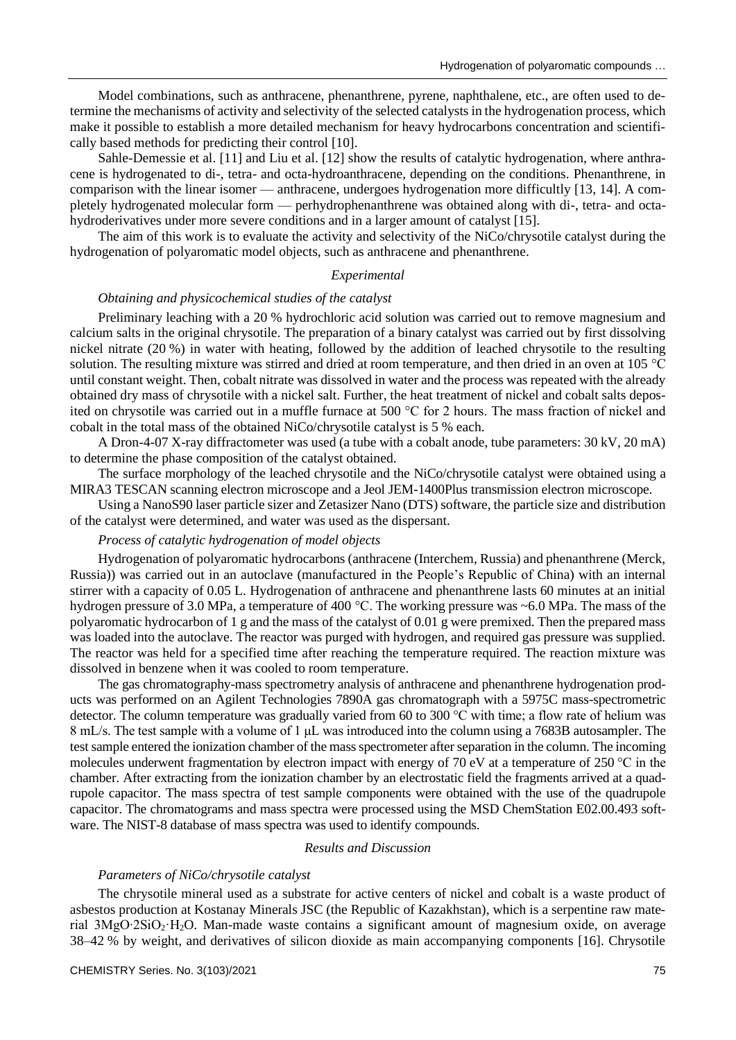Model combinations, such as anthracene, phenanthrene, pyrene, naphthalene, etc., are often used to determine the mechanisms of activity and selectivity of the selected catalysts in the hydrogenation process, which make it possible to establish a more detailed mechanism for heavy hydrocarbons concentration and scientifically based methods for predicting their control [10].

Sahle-Demessie et al. [11] and Liu et al. [12] show the results of catalytic hydrogenation, where anthracene is hydrogenated to di-, tetra- and octa-hydroanthracene, depending on the conditions. Phenanthrene, in comparison with the linear isomer — anthracene, undergoes hydrogenation more difficultly [13, 14]. A completely hydrogenated molecular form — perhydrophenanthrene was obtained along with di-, tetra- and octa-hydroderivatives under more severe conditions and in a larger amount of catalyst [15].

The aim of this work is to evaluate the activity and selectivity of the NiCo/chrysotile catalyst during the hydrogenation of polyaromatic model objects, such as anthracene and phenanthrene.

## *Experimental*

### *Obtaining and physicochemical studies of the catalyst*

Preliminary leaching with a 20 % hydrochloric acid solution was carried out to remove magnesium and calcium salts in the original chrysotile. The preparation of a binary catalyst was carried out by first dissolving nickel nitrate (20 %) in water with heating, followed by the addition of leached chrysotile to the resulting solution. The resulting mixture was stirred and dried at room temperature, and then dried in an oven at 105 °C until constant weight. Then, cobalt nitrate was dissolved in water and the process was repeated with the already obtained dry mass of chrysotile with a nickel salt. Further, the heat treatment of nickel and cobalt salts deposited on chrysotile was carried out in a muffle furnace at 500 °C for 2 hours. The mass fraction of nickel and cobalt in the total mass of the obtained NiCo/chrysotile catalyst is 5 % each.

A Dron-4-07 X-ray diffractometer was used (a tube with a cobalt anode, tube parameters: 30 kV, 20 mA) to determine the phase composition of the catalyst obtained.

The surface morphology of the leached chrysotile and the NiCo/chrysotile catalyst were obtained using a MIRA3 TESCAN scanning electron microscope and a Jeol JEM-1400Plus transmission electron microscope.

Using a NanoS90 laser particle sizer and Zetasizer Nano (DTS) software, the particle size and distribution of the catalyst were determined, and water was used as the dispersant.

### *Process of catalytic hydrogenation of model objects*

Hydrogenation of polyaromatic hydrocarbons (anthracene (Interchem, Russia) and phenanthrene (Merck, Russia)) was carried out in an autoclave (manufactured in the People's Republic of China) with an internal stirrer with a capacity of 0.05 L. Hydrogenation of anthracene and phenanthrene lasts 60 minutes at an initial hydrogen pressure of 3.0 MPa, a temperature of 400 °C. The working pressure was ~6.0 MPa. The mass of the polyaromatic hydrocarbon of 1 g and the mass of the catalyst of 0.01 g were premixed. Then the prepared mass was loaded into the autoclave. The reactor was purged with hydrogen, and required gas pressure was supplied. The reactor was held for a specified time after reaching the temperature required. The reaction mixture was dissolved in benzene when it was cooled to room temperature.

The gas chromatography-mass spectrometry analysis of anthracene and phenanthrene hydrogenation products was performed on an Agilent Technologies 7890A gas chromatograph with a 5975C mass-spectrometric detector. The column temperature was gradually varied from 60 to 300 °C with time; a flow rate of helium was 8 mL/s. The test sample with a volume of 1 μL was introduced into the column using a 7683B autosampler. The test sample entered the ionization chamber of the mass spectrometer after separation in the column. The incoming molecules underwent fragmentation by electron impact with energy of 70 eV at a temperature of 250 °C in the chamber. After extracting from the ionization chamber by an electrostatic field the fragments arrived at a quadrupole capacitor. The mass spectra of test sample components were obtained with the use of the quadrupole capacitor. The chromatograms and mass spectra were processed using the MSD ChemStation E02.00.493 software. The NIST-8 database of mass spectra was used to identify compounds.

## *Results and Discussion*

### *Parameters of NiCo/chrysotile catalyst*

The chrysotile mineral used as a substrate for active centers of nickel and cobalt is a waste product of asbestos production at Kostanay Minerals JSC (the Republic of Kazakhstan), which is a serpentine raw material $3MgO{\cdot}2SiO_2{\cdot}H_2O$. Man-made waste contains a significant amount of magnesium oxide, on average 38–42 % by weight, and derivatives of silicon dioxide as main accompanying components [16]. Chrysotile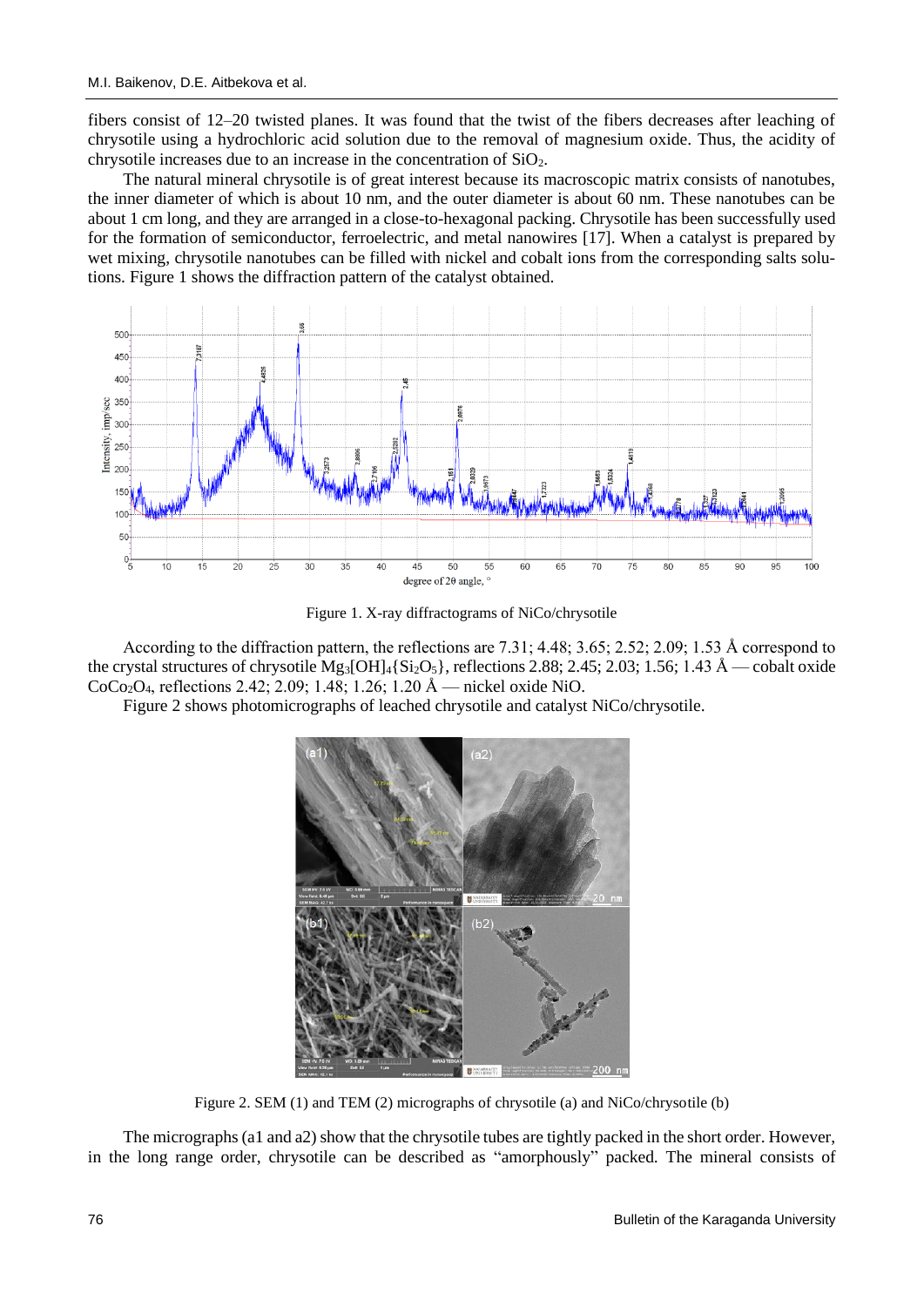fibers consist of 12–20 twisted planes. It was found that the twist of the fibers decreases after leaching of chrysotile using a hydrochloric acid solution due to the removal of magnesium oxide. Thus, the acidity of chrysotile increases due to an increase in the concentration of $SiO_2$.

The natural mineral chrysotile is of great interest because its macroscopic matrix consists of nanotubes, the inner diameter of which is about 10 nm, and the outer diameter is about 60 nm. These nanotubes can be about 1 cm long, and they are arranged in a close-to-hexagonal packing. Chrysotile has been successfully used for the formation of semiconductor, ferroelectric, and metal nanowires [17]. When a catalyst is prepared by wet mixing, chrysotile nanotubes can be filled with nickel and cobalt ions from the corresponding salts solutions. Figure 1 shows the diffraction pattern of the catalyst obtained.

Figure 1. X-ray diffractograms of NiCo/chrysotile

According to the diffraction pattern, the reflections are 7.31; 4.48; 3.65; 2.52; 2.09; 1.53 Å correspond to the crystal structures of chrysotile $Mg_3[OH]_4\{Si_2O_5\}$, reflections 2.88; 2.45; 2.03; 1.56; 1.43 Å — cobalt oxide $CoCo_2O_4$, reflections 2.42; 2.09; 1.48; 1.26; 1.20 Å — nickel oxide NiO.

Figure 2 shows photomicrographs of leached chrysotile and catalyst NiCo/chrysotile.

Figure 2. SEM (1) and TEM (2) micrographs of chrysotile (a) and NiCo/chrysotile (b)

The micrographs (a1 and a2) show that the chrysotile tubes are tightly packed in the short order. However, in the long range order, chrysotile can be described as "amorphously" packed. The mineral consists of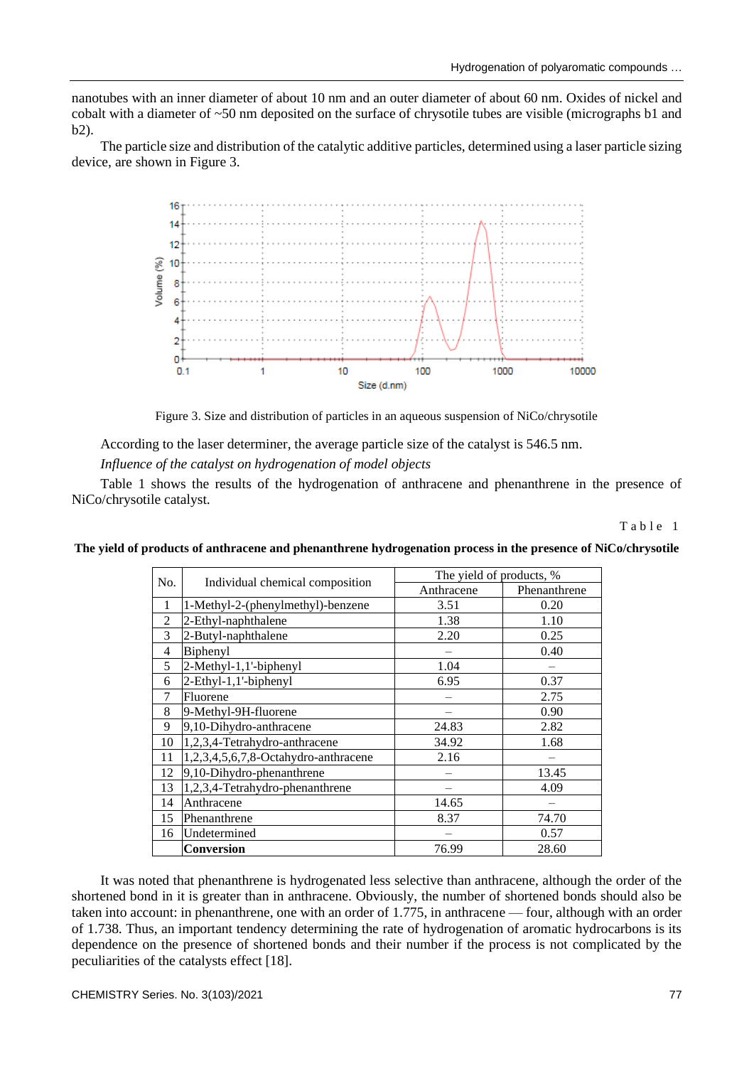nanotubes with an inner diameter of about 10 nm and an outer diameter of about 60 nm. Oxides of nickel and cobalt with a diameter of ~50 nm deposited on the surface of chrysotile tubes are visible (micrographs b1 and b2).

The particle size and distribution of the catalytic additive particles, determined using a laser particle sizing device, are shown in Figure 3.

Figure 3. Size and distribution of particles in an aqueous suspension of NiCo/chrysotile

According to the laser determiner, the average particle size of the catalyst is 546.5 nm.

*Influence of the catalyst on hydrogenation of model objects*

Table 1 shows the results of the hydrogenation of anthracene and phenanthrene in the presence of NiCo/chrysotile catalyst.

Table 1

**The yield of products of anthracene and phenanthrene hydrogenation process in the presence of NiCo/chrysotile**

| No. | Individual chemical composition | The yield of products, % | |
|---|---|---|---|
| | | Anthracene | Phenanthrene |
| 1 | 1-Methyl-2-(phenylmethyl)-benzene | 3.51 | 0.20 |
| 2 | 2-Ethyl-naphthalene | 1.38 | 1.10 |
| 3 | 2-Butyl-naphthalene | 2.20 | 0.25 |
| 4 | Biphenyl | – | 0.40 |
| 5 | 2-Methyl-1,1'-biphenyl | 1.04 | – |
| 6 | 2-Ethyl-1,1'-biphenyl | 6.95 | 0.37 |
| 7 | Fluorene | – | 2.75 |
| 8 | 9-Methyl-9H-fluorene | – | 0.90 |
| 9 | 9,10-Dihydro-anthracene | 24.83 | 2.82 |
| 10 | 1,2,3,4-Tetrahydro-anthracene | 34.92 | 1.68 |
| 11 | 1,2,3,4,5,6,7,8-Octahydro-anthracene | 2.16 | – |
| 12 | 9,10-Dihydro-phenanthrene | – | 13.45 |
| 13 | 1,2,3,4-Tetrahydro-phenanthrene | – | 4.09 |
| 14 | Anthracene | 14.65 | – |
| 15 | Phenanthrene | 8.37 | 74.70 |
| 16 | Undetermined | – | 0.57 |
| | **Conversion** | 76.99 | 28.60 |

It was noted that phenanthrene is hydrogenated less selective than anthracene, although the order of the shortened bond in it is greater than in anthracene. Obviously, the number of shortened bonds should also be taken into account: in phenanthrene, one with an order of 1.775, in anthracene — four, although with an order of 1.738. Thus, an important tendency determining the rate of hydrogenation of aromatic hydrocarbons is its dependence on the presence of shortened bonds and their number if the process is not complicated by the peculiarities of the catalysts effect [18].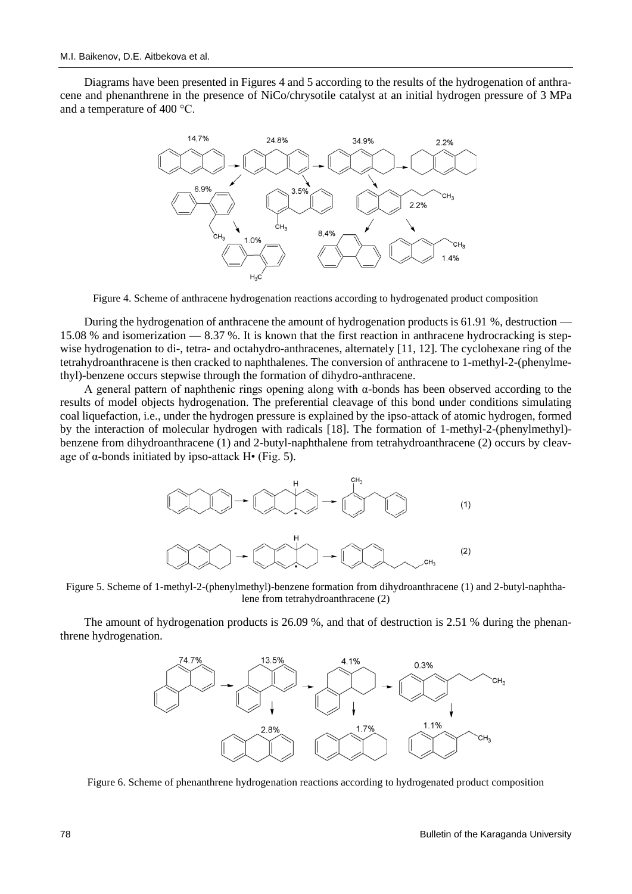Diagrams have been presented in Figures 4 and 5 according to the results of the hydrogenation of anthracene and phenanthrene in the presence of NiCo/chrysotile catalyst at an initial hydrogen pressure of 3 MPa and a temperature of 400 °C.

Figure 4. Scheme of anthracene hydrogenation reactions according to hydrogenated product composition

During the hydrogenation of anthracene the amount of hydrogenation products is 61.91 %, destruction — 15.08 % and isomerization — 8.37 %. It is known that the first reaction in anthracene hydrocracking is stepwise hydrogenation to di-, tetra- and octahydro-anthracenes, alternately [11, 12]. The cyclohexane ring of the tetrahydroanthracene is then cracked to naphthalenes. The conversion of anthracene to 1-methyl-2-(phenylmethyl)-benzene occurs stepwise through the formation of dihydro-anthracene.

A general pattern of naphthenic rings opening along with α-bonds has been observed according to the results of model objects hydrogenation. The preferential cleavage of this bond under conditions simulating coal liquefaction, i.e., under the hydrogen pressure is explained by the ipso-attack of atomic hydrogen, formed by the interaction of molecular hydrogen with radicals [18]. The formation of 1-methyl-2-(phenylmethyl)-benzene from dihydroanthracene (1) and 2-butyl-naphthalene from tetrahydroanthracene (2) occurs by cleavage of α-bonds initiated by ipso-attack H• (Fig. 5).

Figure 5. Scheme of 1-methyl-2-(phenylmethyl)-benzene formation from dihydroanthracene (1) and 2-butyl-naphthalene from tetrahydroanthracene (2)

The amount of hydrogenation products is 26.09 %, and that of destruction is 2.51 % during the phenanthrene hydrogenation.

Figure 6. Scheme of phenanthrene hydrogenation reactions according to hydrogenated product composition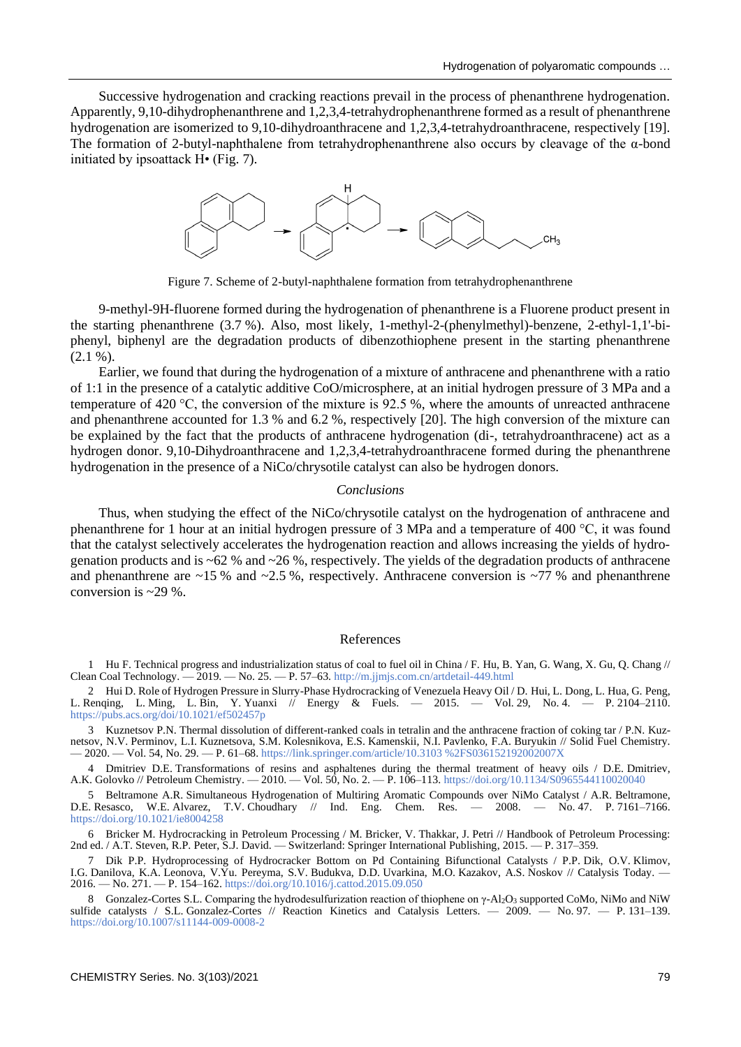Successive hydrogenation and cracking reactions prevail in the process of phenanthrene hydrogenation. Apparently, 9,10-dihydrophenanthrene and 1,2,3,4-tetrahydrophenanthrene formed as a result of phenanthrene hydrogenation are isomerized to 9,10-dihydroanthracene and 1,2,3,4-tetrahydroanthracene, respectively [19]. The formation of 2-butyl-naphthalene from tetrahydrophenanthrene also occurs by cleavage of the α-bond initiated by ipsoattack H• (Fig. 7).

Figure 7. Scheme of 2-butyl-naphthalene formation from tetrahydrophenanthrene

9-methyl-9H-fluorene formed during the hydrogenation of phenanthrene is a Fluorene product present in the starting phenanthrene (3.7 %). Also, most likely, 1-methyl-2-(phenylmethyl)-benzene, 2-ethyl-1,1'-biphenyl, biphenyl are the degradation products of dibenzothiophene present in the starting phenanthrene (2.1 %).

Earlier, we found that during the hydrogenation of a mixture of anthracene and phenanthrene with a ratio of 1:1 in the presence of a catalytic additive CoO/microsphere, at an initial hydrogen pressure of 3 MPa and a temperature of 420 °C, the conversion of the mixture is 92.5 %, where the amounts of unreacted anthracene and phenanthrene accounted for 1.3 % and 6.2 %, respectively [20]. The high conversion of the mixture can be explained by the fact that the products of anthracene hydrogenation (di-, tetrahydroanthracene) act as a hydrogen donor. 9,10-Dihydroanthracene and 1,2,3,4-tetrahydroanthracene formed during the phenanthrene hydrogenation in the presence of a NiCo/chrysotile catalyst can also be hydrogen donors.

## *Conclusions*

Thus, when studying the effect of the NiCo/chrysotile catalyst on the hydrogenation of anthracene and phenanthrene for 1 hour at an initial hydrogen pressure of 3 MPa and a temperature of 400 °C, it was found that the catalyst selectively accelerates the hydrogenation reaction and allows increasing the yields of hydrogenation products and is ~62 % and ~26 %, respectively. The yields of the degradation products of anthracene and phenanthrene are ~15 % and ~2.5 %, respectively. Anthracene conversion is ~77 % and phenanthrene conversion is ~29 %.

## References

1 Hu F. Technical progress and industrialization status of coal to fuel oil in China / F. Hu, B. Yan, G. Wang, X. Gu, Q. Chang // Clean Coal Technology. — 2019. — No. 25. — P. 57–63. http://m.jjmjs.com.cn/artdetail-449.html

2 Hui D. Role of Hydrogen Pressure in Slurry-Phase Hydrocracking of Venezuela Heavy Oil / D. Hui, L. Dong, L. Hua, G. Peng, L. Renqing, L. Ming, L. Bin, Y. Yuanxi // Energy & Fuels. — 2015. — Vol. 29, No. 4. — P. 2104–2110. https://pubs.acs.org/doi/10.1021/ef502457p

3 Kuznetsov P.N. Thermal dissolution of different-ranked coals in tetralin and the anthracene fraction of coking tar / P.N. Kuznetsov, N.V. Perminov, L.I. Kuznetsova, S.M. Kolesnikova, E.S. Kamenskii, N.I. Pavlenko, F.A. Buryukin // Solid Fuel Chemistry. — 2020. — Vol. 54, No. 29. — P. 61–68. https://link.springer.com/article/10.3103 %2FS036152192002007X

4 Dmitriev D.E. Transformations of resins and asphaltenes during the thermal treatment of heavy oils / D.E. Dmitriev, A.K. Golovko // Petroleum Chemistry. — 2010. — Vol. 50, No. 2. — P. 106–113. https://doi.org/10.1134/S0965544110020040

5 Beltramone A.R. Simultaneous Hydrogenation of Multiring Aromatic Compounds over NiMo Catalyst / A.R. Beltramone, D.E. Resasco, W.E. Alvarez, T.V. Choudhary // Ind. Eng. Chem. Res. — 2008. — No. 47. P. 7161–7166. https://doi.org/10.1021/ie8004258

6 Bricker M. Hydrocracking in Petroleum Processing / M. Bricker, V. Thakkar, J. Petri // Handbook of Petroleum Processing: 2nd ed. / A.T. Steven, R.P. Peter, S.J. David. — Switzerland: Springer International Publishing, 2015. — P. 317–359.

7 Dik P.P. Hydroprocessing of Hydrocracker Bottom on Pd Containing Bifunctional Catalysts / P.P. Dik, O.V. Klimov, I.G. Danilova, K.A. Leonova, V.Yu. Pereyma, S.V. Budukva, D.D. Uvarkina, M.O. Kazakov, A.S. Noskov // Catalysis Today. — 2016. — No. 271. — P. 154–162. https://doi.org/10.1016/j.cattod.2015.09.050

8 Gonzalez-Cortes S.L. Comparing the hydrodesulfurization reaction of thiophene on γ-$Al_2O_3$ supported CoMo, NiMo and NiW sulfide catalysts / S.L. Gonzalez-Cortes // Reaction Kinetics and Catalysis Letters. — 2009. — No. 97. — P. 131–139. https://doi.org/10.1007/s11144-009-0008-2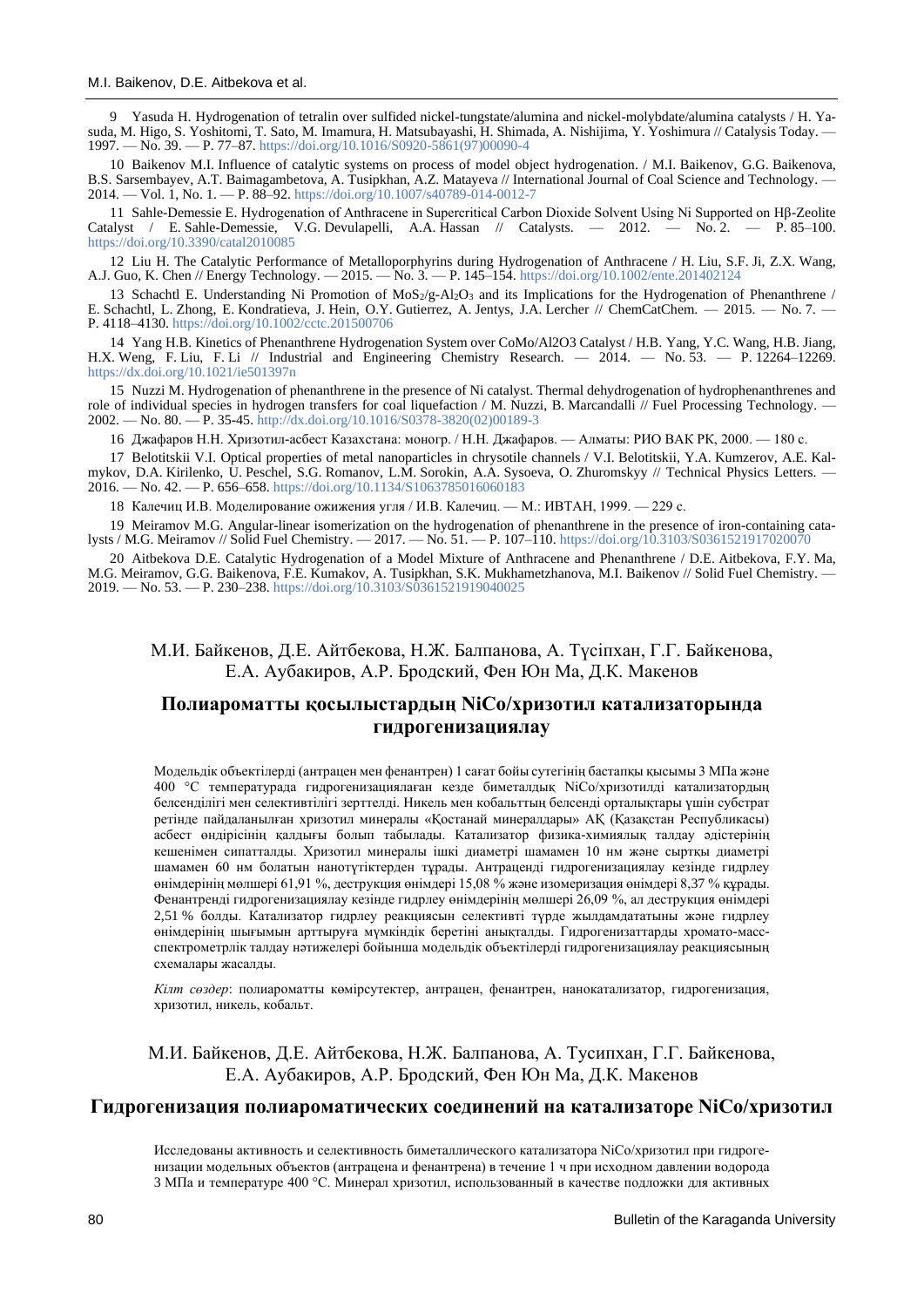9 Yasuda H. Hydrogenation of tetralin over sulfided nickel-tungstate/alumina and nickel-molybdate/alumina catalysts / H. Yasuda, M. Higo, S. Yoshitomi, T. Sato, M. Imamura, H. Matsubayashi, H. Shimada, A. Nishijima, Y. Yoshimura // Catalysis Today. — 1997. — No. 39. — P. 77–87. https://doi.org/10.1016/S0920-5861(97)00090-4

10 Baikenov M.I. Influence of catalytic systems on process of model object hydrogenation. / M.I. Baikenov, G.G. Baikenova, B.S. Sarsembayev, A.T. Baimagambetova, A. Tusipkhan, A.Z. Matayeva // International Journal of Coal Science and Technology. — 2014. — Vol. 1, No. 1. — P. 88–92. https://doi.org/10.1007/s40789-014-0012-7

11 Sahle-Demessie E. Hydrogenation of Anthracene in Supercritical Carbon Dioxide Solvent Using Ni Supported on Hβ-Zeolite Catalyst / E. Sahle-Demessie, V.G. Devulapelli, A.A. Hassan // Catalysts. — 2012. — No. 2. — P. 85–100. https://doi.org/10.3390/catal2010085

12 Liu H. The Catalytic Performance of Metalloporphyrins during Hydrogenation of Anthracene / H. Liu, S.F. Ji, Z.X. Wang, A.J. Guo, K. Chen // Energy Technology. — 2015. — No. 3. — P. 145–154. https://doi.org/10.1002/ente.201402124

13 Schachtl E. Understanding Ni Promotion of $MoS_2$/g-$Al_2O_3$ and its Implications for the Hydrogenation of Phenanthrene / E. Schachtl, L. Zhong, E. Kondratieva, J. Hein, O.Y. Gutierrez, A. Jentys, J.A. Lercher // ChemCatChem. — 2015. — No. 7. — P. 4118–4130. https://doi.org/10.1002/cctc.201500706

14 Yang H.B. Kinetics of Phenanthrene Hydrogenation System over CoMo/Al2O3 Catalyst / H.B. Yang, Y.C. Wang, H.B. Jiang, H.X. Weng, F. Liu, F. Li // Industrial and Engineering Chemistry Research. — 2014. — No. 53. — P. 12264–12269. https://dx.doi.org/10.1021/ie501397n

15 Nuzzi M. Hydrogenation of phenanthrene in the presence of Ni catalyst. Thermal dehydrogenation of hydrophenanthrenes and role of individual species in hydrogen transfers for coal liquefaction / M. Nuzzi, B. Marcandalli // Fuel Processing Technology. — 2002. — No. 80. — P. 35-45. http://dx.doi.org/10.1016/S0378-3820(02)00189-3

16 Джафаров Н.Н. Хризотил-асбест Казахстана: моногр. / Н.Н. Джафаров. — Алматы: РИО ВАК РК, 2000. — 180 с.

17 Belotitskii V.I. Optical properties of metal nanoparticles in chrysotile channels / V.I. Belotitskii, Y.A. Kumzerov, A.E. Kalmykov, D.A. Kirilenko, U. Peschel, S.G. Romanov, L.M. Sorokin, A.A. Sysoeva, O. Zhuromskyy // Technical Physics Letters. — 2016. — No. 42. — P. 656–658. https://doi.org/10.1134/S1063785016060183

18 Калечиц И.В. Моделирование ожижения угля / И.В. Калечиц. — М.: ИВТАН, 1999. — 229 с.

19 Meiramov M.G. Angular-linear isomerization on the hydrogenation of phenanthrene in the presence of iron-containing catalysts / M.G. Meiramov // Solid Fuel Chemistry. — 2017. — No. 51. — P. 107–110. https://doi.org/10.3103/S0361521917020070

20 Aitbekova D.E. Catalytic Hydrogenation of a Model Mixture of Anthracene and Phenanthrene / D.E. Aitbekova, F.Y. Ma, M.G. Meiramov, G.G. Baikenova, F.E. Kumakov, A. Tusipkhan, S.K. Mukhametzhanova, M.I. Baikenov // Solid Fuel Chemistry. — 2019. — No. 53. — P. 230–238. https://doi.org/10.3103/S0361521919040025

М.И. Байкенов, Д.Е. Айтбекова, Н.Ж. Балпанова, А. Түсіпхан, Г.Г. Байкенова, Е.А. Аубакиров, А.Р. Бродский, Фен Юн Ма, Д.К. Макенов

## Полиароматты қосылыстардың NiCo/хризотил катализаторында гидрогенизациялау

Модельдік объектілерді (антрацен мен фенантрен) 1 сағат бойы сутегінің бастапқы қысымы 3 МПа және 400 °С температурада гидрогенизациялаған кезде биметалдық NiCo/хризотилді катализатордың белсенділігі мен селективтілігі зерттелді. Никель мен кобальттың белсенді орталықтары үшін субстрат ретінде пайдаланылған хризотил минералы «Қостанай минералдары» АҚ (Қазақстан Республикасы) асбест өндірісінің қалдығы болып табылады. Катализатор физика-химиялық талдау әдістерінің кешенімен сипатталды. Хризотил минералы ішкі диаметрі шамамен 10 нм және сыртқы диаметрі шамамен 60 нм болатын нанотүтіктерден тұрады. Антраценді гидрогенизациялау кезінде гидрлеу өнімдерінің мөлшері 61,91 %, деструкция өнімдері 15,08 % және изомеризация өнімдері 8,37 % құрады. Фенантренді гидрогенизациялау кезінде гидрлеу өнімдерінің мөлшері 26,09 %, ал деструкция өнімдері 2,51 % болды. Катализатор гидрлеу реакциясын селективті түрде жылдамдататыны және гидрлеу өнімдерінің шығымын арттыруға мүмкіндік беретіні анықталды. Гидрогенизаттарды хромато-масс-спектрометрлік талдау нәтижелері бойынша модельдік объектілерді гидрогенизациялау реакциясының схемалары жасалды.

*Кілт сөздер*: полиароматты көмірсутектер, антрацен, фенантрен, нанокатализатор, гидрогенизация, хризотил, никель, кобальт.

М.И. Байкенов, Д.Е. Айтбекова, Н.Ж. Балпанова, А. Тусипхан, Г.Г. Байкенова, Е.А. Аубакиров, А.Р. Бродский, Фен Юн Ма, Д.К. Макенов

## Гидрогенизация полиароматических соединений на катализаторе NiCo/хризотил

Исследованы активность и селективность биметаллического катализатора NiCo/хризотил при гидрогенизации модельных объектов (антрацена и фенантрена) в течение 1 ч при исходном давлении водорода 3 МПа и температуре 400 °С. Минерал хризотил, использованный в качестве подложки для активных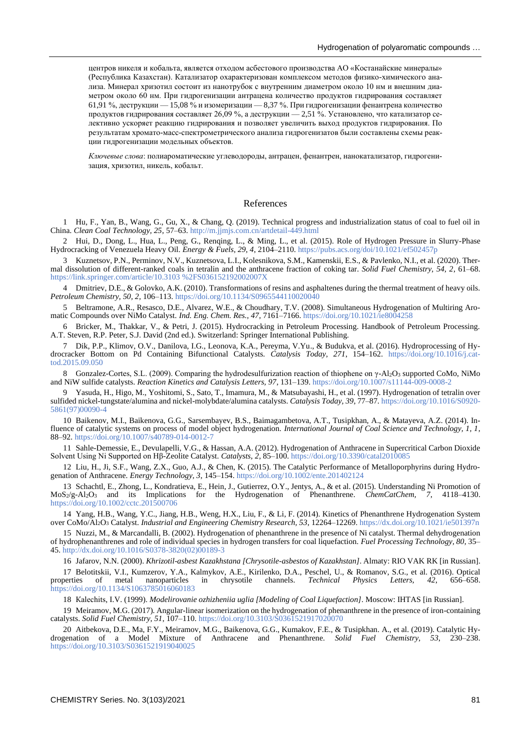центров никеля и кобальта, является отходом асбестового производства АО «Костанайские минералы» (Республика Казахстан). Катализатор охарактеризован комплексом методов физико-химического анализа. Минерал хризотил состоит из нанотрубок с внутренним диаметром около 10 нм и внешним диаметром около 60 нм. При гидрогенизации антрацена количество продуктов гидрирования составляет 61,91 %, деструкции — 15,08 % и изомеризации — 8,37 %. При гидрогенизации фенантрена количество продуктов гидрирования составляет 26,09 %, а деструкции — 2,51 %. Установлено, что катализатор селективно ускоряет реакцию гидрирования и позволяет увеличить выход продуктов гидрирования. По результатам хромато-масс-спектрометрического анализа гидрогенизатов были составлены схемы реакции гидрогенизации модельных объектов.

*Ключевые слова*: полиароматические углеводороды, антрацен, фенантрен, нанокатализатор, гидрогенизация, хризотил, никель, кобальт.

## References

1 Hu, F., Yan, B., Wang, G., Gu, X., & Chang, Q. (2019). Technical progress and industrialization status of coal to fuel oil in China. *Clean Coal Technology, 25*, 57–63. http://m.jjmjs.com.cn/artdetail-449.html

2 Hui, D., Dong, L., Hua, L., Peng, G., Renqing, L., & Ming, L., et al. (2015). Role of Hydrogen Pressure in Slurry-Phase Hydrocracking of Venezuela Heavy Oil. *Energy & Fuels, 29, 4*, 2104–2110. https://pubs.acs.org/doi/10.1021/ef502457p

3 Kuznetsov, P.N., Perminov, N.V., Kuznetsova, L.I., Kolesnikova, S.M., Kamenskii, E.S., & Pavlenko, N.I., et al. (2020). Thermal dissolution of different-ranked coals in tetralin and the anthracene fraction of coking tar. *Solid Fuel Chemistry, 54, 2*, 61–68. https://link.springer.com/article/10.3103 %2FS036152192002007X

4 Dmitriev, D.E., & Golovko, A.K. (2010). Transformations of resins and asphaltenes during the thermal treatment of heavy oils. *Petroleum Chemistry, 50, 2*, 106–113. https://doi.org/10.1134/S0965544110020040

5 Beltramone, A.R., Resasco, D.E., Alvarez, W.E., & Choudhary, T.V. (2008). Simultaneous Hydrogenation of Multiring Aromatic Compounds over NiMo Catalyst. *Ind. Eng. Chem. Res., 47*, 7161–7166. https://doi.org/10.1021/ie8004258

6 Bricker, M., Thakkar, V., & Petri, J. (2015). Hydrocracking in Petroleum Processing. Handbook of Petroleum Processing. A.T. Steven, R.P. Peter, S.J. David (2nd ed.). Switzerland: Springer International Publishing.

7 Dik, P.P., Klimov, O.V., Danilova, I.G., Leonova, K.A., Pereyma, V.Yu., & Budukva, et al. (2016). Hydroprocessing of Hydrocracker Bottom on Pd Containing Bifunctional Catalysts. *Catalysis Today, 271*, 154–162. https://doi.org/10.1016/j.cattod.2015.09.050

8 Gonzalez-Cortes, S.L. (2009). Comparing the hydrodesulfurization reaction of thiophene on γ-$Al_2O_3$ supported CoMo, NiMo and NiW sulfide catalysts. *Reaction Kinetics and Catalysis Letters, 97*, 131–139. https://doi.org/10.1007/s11144-009-0008-2

9 Yasuda, H., Higo, M., Yoshitomi, S., Sato, T., Imamura, M., & Matsubayashi, H., et al. (1997). Hydrogenation of tetralin over sulfided nickel-tungstate/alumina and nickel-molybdate/alumina catalysts. *Catalysis Today, 39*, 77–87. https://doi.org/10.1016/S0920-5861(97)00090-4

10 Baikenov, M.I., Baikenova, G.G., Sarsembayev, B.S., Baimagambetova, A.T., Tusipkhan, A., & Matayeva, A.Z. (2014). Influence of catalytic systems on process of model object hydrogenation. *International Journal of Coal Science and Technology, 1, 1*, 88–92. https://doi.org/10.1007/s40789-014-0012-7

11 Sahle-Demessie, E., Devulapelli, V.G., & Hassan, A.A. (2012). Hydrogenation of Anthracene in Supercritical Carbon Dioxide Solvent Using Ni Supported on Hβ-Zeolite Catalyst. *Catalysts, 2*, 85–100. https://doi.org/10.3390/catal2010085

12 Liu, H., Ji, S.F., Wang, Z.X., Guo, A.J., & Chen, K. (2015). The Catalytic Performance of Metalloporphyrins during Hydrogenation of Anthracene. *Energy Technology, 3*, 145–154. https://doi.org/10.1002/ente.201402124

13 Schachtl, E., Zhong, L., Kondratieva, E., Hein, J., Gutierrez, O.Y., Jentys, A., & et al. (2015). Understanding Ni Promotion of $MoS_2$/g-$Al_2O_3$ and its Implications for the Hydrogenation of Phenanthrene. *ChemCatChem, 7*, 4118–4130. https://doi.org/10.1002/cctc.201500706

14 Yang, H.B., Wang, Y.C., Jiang, H.B., Weng, H.X., Liu, F., & Li, F. (2014). Kinetics of Phenanthrene Hydrogenation System over CoMo/$Al_2O_3$ Catalyst. *Industrial and Engineering Chemistry Research, 53*, 12264–12269. https://dx.doi.org/10.1021/ie501397n

15 Nuzzi, M., & Marcandalli, B. (2002). Hydrogenation of phenanthrene in the presence of Ni catalyst. Thermal dehydrogenation of hydrophenanthrenes and role of individual species in hydrogen transfers for coal liquefaction. *Fuel Processing Technology, 80*, 35–45. http://dx.doi.org/10.1016/S0378-3820(02)00189-3

16 Jafarov, N.N. (2000). *Khrizotil-asbest Kazakhstana [Chrysotile-asbestos of Kazakhstan]*. Almaty: RIO VAK RK [in Russian].

17 Belotitskii, V.I., Kumzerov, Y.A., Kalmykov, A.E., Kirilenko, D.A., Peschel, U., & Romanov, S.G., et al. (2016). Optical properties of metal nanoparticles in chrysotile channels. *Technical Physics Letters, 42*, 656–658. https://doi.org/10.1134/S1063785016060183

18 Kalechits, I.V. (1999). *Modelirovanie ozhizheniia uglia [Modeling of Coal Liquefaction]*. Moscow: IHTAS [in Russian].

19 Meiramov, M.G. (2017). Angular-linear isomerization on the hydrogenation of phenanthrene in the presence of iron-containing catalysts. *Solid Fuel Chemistry, 51*, 107–110. https://doi.org/10.3103/S0361521917020070

20 Aitbekova, D.E., Ma, F.Y., Meiramov, M.G., Baikenova, G.G., Kumakov, F.E., & Tusipkhan. A., et al. (2019). Catalytic Hydrogenation of a Model Mixture of Anthracene and Phenanthrene. *Solid Fuel Chemistry, 53*, 230–238. https://doi.org/10.3103/S0361521919040025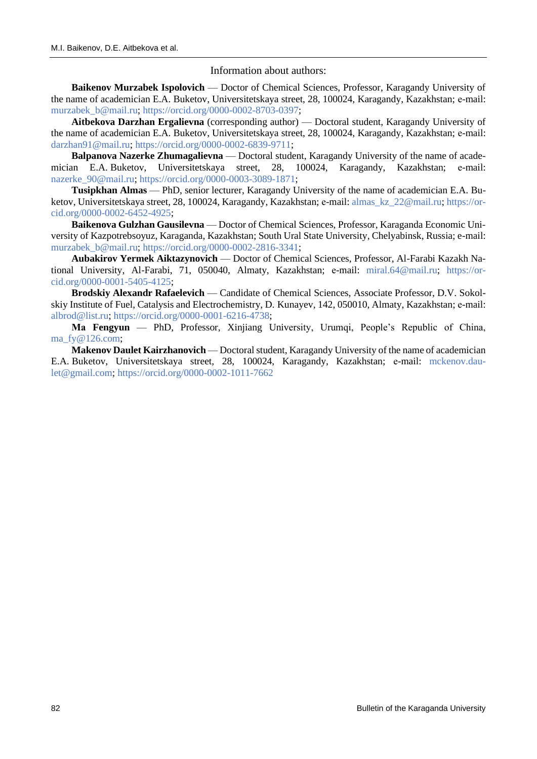## Information about authors:

**Baikenov Murzabek Ispolovich** — Doctor of Chemical Sciences, Professor, Karagandy University of the name of academician E.A. Buketov, Universitetskaya street, 28, 100024, Karagandy, Kazakhstan; e-mail: murzabek_b@mail.ru; https://orcid.org/0000-0002-8703-0397;

**Aitbekova Darzhan Ergalievna** (corresponding author) — Doctoral student, Karagandy University of the name of academician E.A. Buketov, Universitetskaya street, 28, 100024, Karagandy, Kazakhstan; e-mail: darzhan91@mail.ru; https://orcid.org/0000-0002-6839-9711;

**Balpanova Nazerke Zhumagalievna** — Doctoral student, Karagandy University of the name of academician E.A. Buketov, Universitetskaya street, 28, 100024, Karagandy, Kazakhstan; e-mail: nazerke_90@mail.ru; https://orcid.org/0000-0003-3089-1871;

**Tusipkhan Almas** — PhD, senior lecturer, Karagandy University of the name of academician E.A. Buketov, Universitetskaya street, 28, 100024, Karagandy, Kazakhstan; e-mail: almas_kz_22@mail.ru; https://orcid.org/0000-0002-6452-4925;

**Baikenova Gulzhan Gausilevna** — Doctor of Chemical Sciences, Professor, Karaganda Economic University of Kazpotrebsoyuz, Karaganda, Kazakhstan; South Ural State University, Chelyabinsk, Russia; e-mail: murzabek_b@mail.ru; https://orcid.org/0000-0002-2816-3341;

**Aubakirov Yermek Aiktazynovich** — Doctor of Chemical Sciences, Professor, Al-Farabi Kazakh National University, Al-Farabi, 71, 050040, Almaty, Kazakhstan; e-mail: miral.64@mail.ru; https://orcid.org/0000-0001-5405-4125;

**Brodskiy Alexandr Rafaelevich** — Candidate of Chemical Sciences, Associate Professor, D.V. Sokolskiy Institute of Fuel, Catalysis and Electrochemistry, D. Kunayev, 142, 050010, Almaty, Kazakhstan; e-mail: albrod@list.ru; https://orcid.org/0000-0001-6216-4738;

**Ma Fengyun** — PhD, Professor, Xinjiang University, Urumqi, People's Republic of China, ma_fy@126.com;

**Makenov Daulet Kairzhanovich** — Doctoral student, Karagandy University of the name of academician E.A. Buketov, Universitetskaya street, 28, 100024, Karagandy, Kazakhstan; e-mail: mckenov.daulet@gmail.com; https://orcid.org/0000-0002-1011-7662